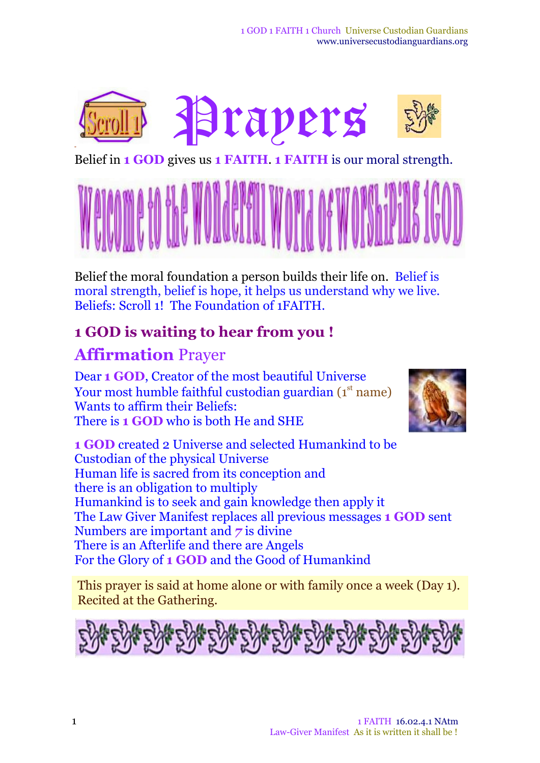# Prayers

Belief in **1 GOD** gives us **1 FAITH**. **1 FAITH** is our moral strength.

Welcome to the Wonderful World of Worshiping 1GOD

Belief the moral foundation a person builds their life on. Belief is moral strength, belief is hope, it helps us understand why we live. Beliefs: Scroll 1! The Foundation of 1FAITH.

### 1 GOD is waiting to hear from you !

## Affirmation Prayer

Dear **1 GOD**, Creator of the most beautiful Universe
Your most humble faithful custodian guardian (1st name)
Wants to affirm their Beliefs:
There is **1 GOD** who is both He and SHE

**1 GOD** created 2 Universe and selected Humankind to be Custodian of the physical Universe
Human life is sacred from its conception and there is an obligation to multiply
Humankind is to seek and gain knowledge then apply it
The Law Giver Manifest replaces all previous messages **1 GOD** sent
Numbers are important and *7* is divine
There is an Afterlife and there are Angels
For the Glory of **1 GOD** and the Good of Humankind

This prayer is said at home alone or with family once a week (Day 1). Recited at the Gathering.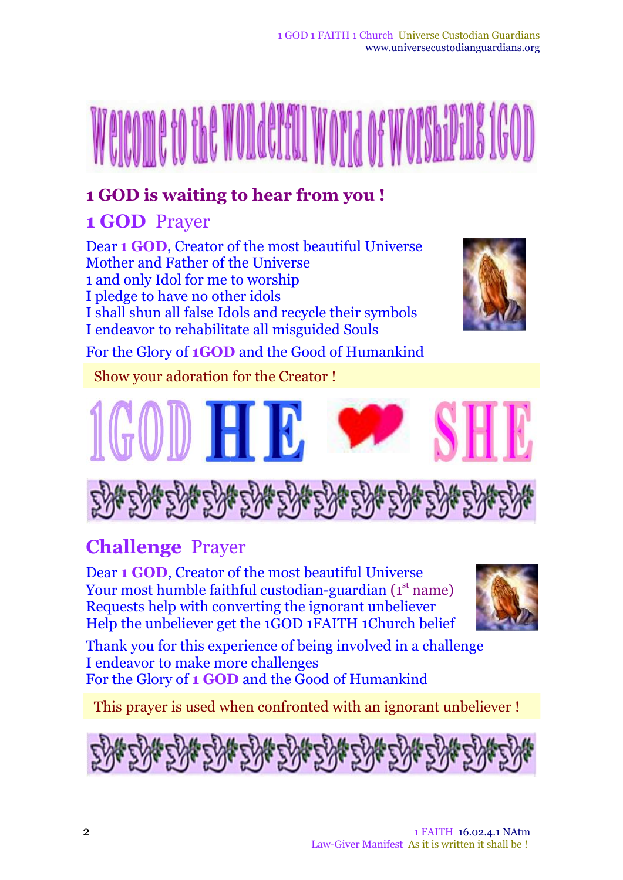# Welcome to the Wonderful World of Worshiping 1GOD

## 1 GOD is waiting to hear from you !

## 1 GOD Prayer

Dear **1 GOD**, Creator of the most beautiful Universe
Mother and Father of the Universe
1 and only Idol for me to worship
I pledge to have no other idols
I shall shun all false Idols and recycle their symbols
I endeavor to rehabilitate all misguided Souls

For the Glory of **1GOD** and the Good of Humankind

Show your adoration for the Creator !

1GOD HE ❤ SHE

## Challenge Prayer

Dear **1 GOD**, Creator of the most beautiful Universe
Your most humble faithful custodian-guardian (1st name)
Requests help with converting the ignorant unbeliever
Help the unbeliever get the 1GOD 1FAITH 1Church belief

Thank you for this experience of being involved in a challenge
I endeavor to make more challenges
For the Glory of **1 GOD** and the Good of Humankind

This prayer is used when confronted with an ignorant unbeliever !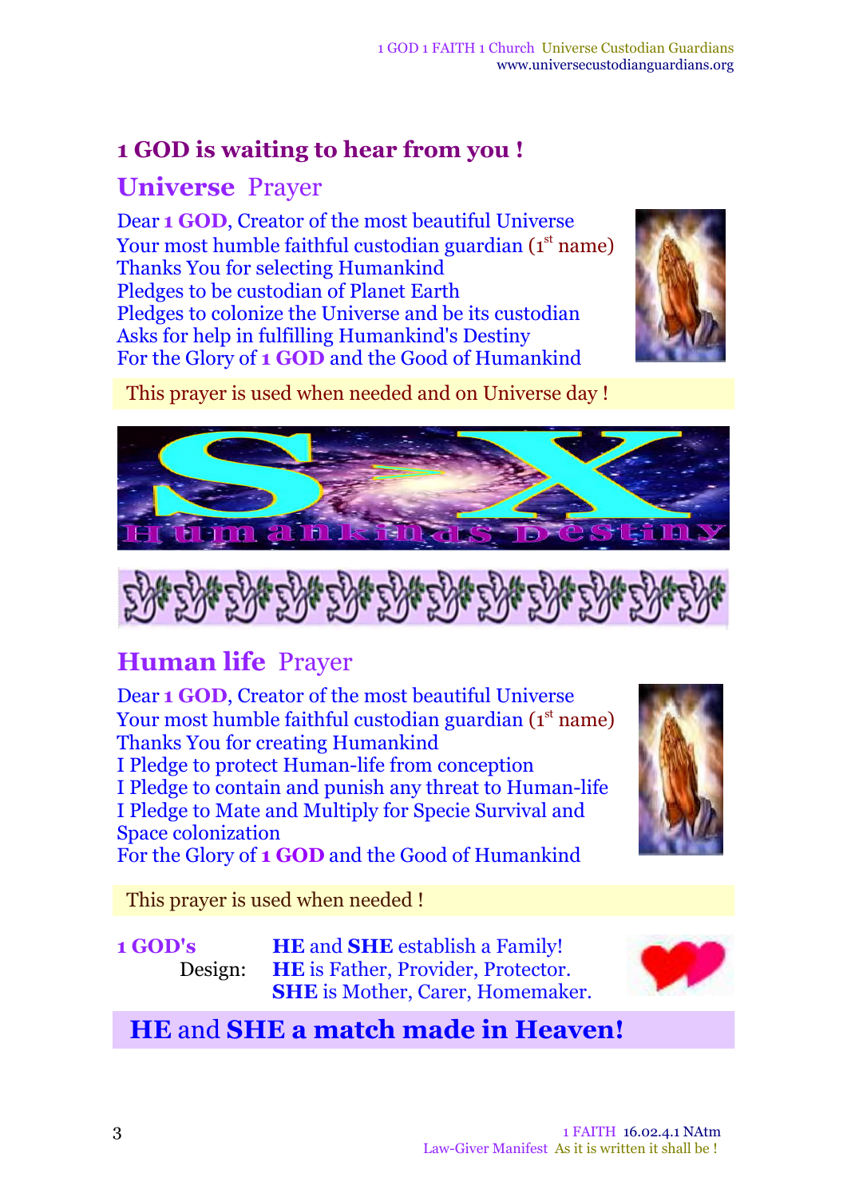## 1 GOD is waiting to hear from you !

### Universe Prayer

Dear **1 GOD**, Creator of the most beautiful Universe
Your most humble faithful custodian guardian (1st name)
Thanks You for selecting Humankind
Pledges to be custodian of Planet Earth
Pledges to colonize the Universe and be its custodian
Asks for help in fulfilling Humankind's Destiny
For the Glory of **1 GOD** and the Good of Humankind

This prayer is used when needed and on Universe day !

### Human life Prayer

Dear **1 GOD**, Creator of the most beautiful Universe
Your most humble faithful custodian guardian (1st name)
Thanks You for creating Humankind
I Pledge to protect Human-life from conception
I Pledge to contain and punish any threat to Human-life
I Pledge to Mate and Multiply for Specie Survival and Space colonization
For the Glory of **1 GOD** and the Good of Humankind

This prayer is used when needed !

**1 GOD's** Design: **HE** and **SHE** establish a Family!
**HE** is Father, Provider, Protector.
**SHE** is Mother, Carer, Homemaker.

**HE and SHE a match made in Heaven!**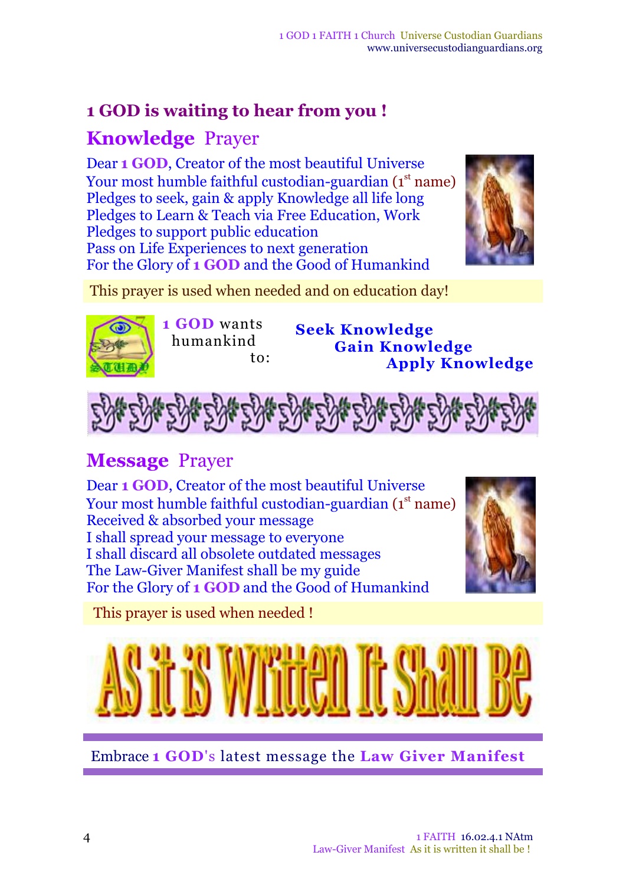## 1 GOD is waiting to hear from you !

### **Knowledge** Prayer

Dear **1 GOD**, Creator of the most beautiful Universe
Your most humble faithful custodian-guardian (1st name)
Pledges to seek, gain & apply Knowledge all life long
Pledges to Learn & Teach via Free Education, Work
Pledges to support public education
Pass on Life Experiences to next generation
For the Glory of **1 GOD** and the Good of Humankind

This prayer is used when needed and on education day!

**1 GOD** wants humankind to:

**Seek Knowledge**
**Gain Knowledge**
**Apply Knowledge**

### **Message** Prayer

Dear **1 GOD**, Creator of the most beautiful Universe
Your most humble faithful custodian-guardian (1st name)
Received & absorbed your message
I shall spread your message to everyone
I shall discard all obsolete outdated messages
The Law-Giver Manifest shall be my guide
For the Glory of **1 GOD** and the Good of Humankind

This prayer is used when needed !

# AS it iS Written It Shall Be

Embrace **1 GOD's** latest message the **Law Giver Manifest**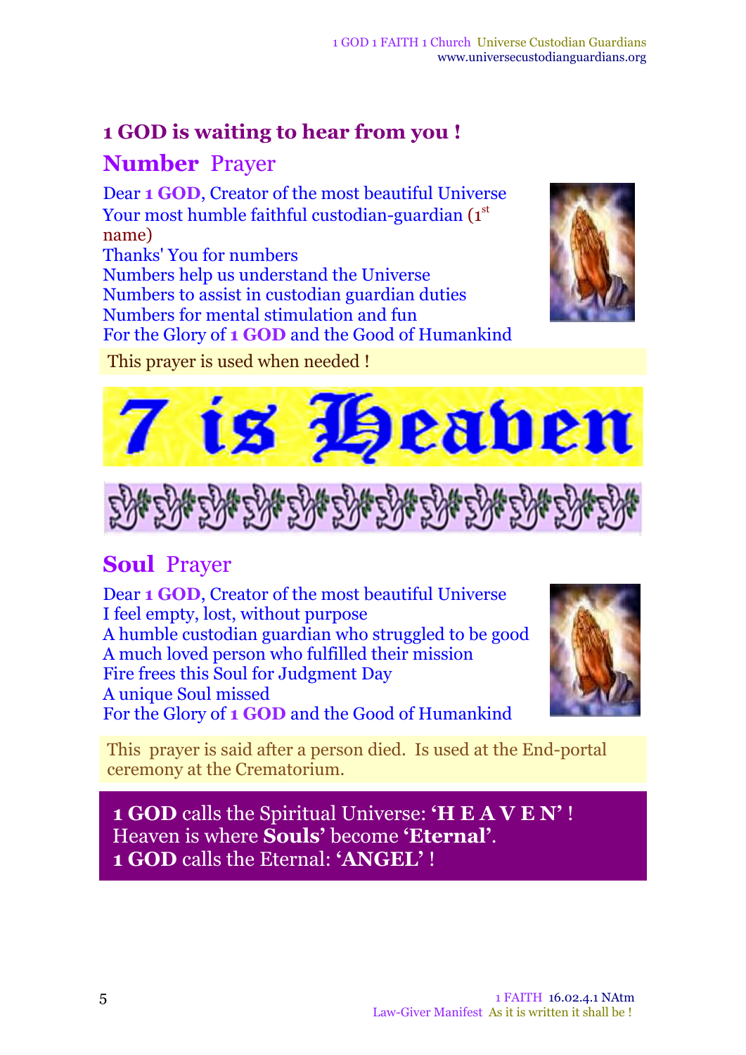## 1 GOD is waiting to hear from you !

### **Number** Prayer

Dear **1 GOD**, Creator of the most beautiful Universe
Your most humble faithful custodian-guardian (1st name)
Thanks' You for numbers
Numbers help us understand the Universe
Numbers to assist in custodian guardian duties
Numbers for mental stimulation and fun
For the Glory of **1 GOD** and the Good of Humankind

This prayer is used when needed !

# 7 is Heaven

### **Soul** Prayer

Dear **1 GOD**, Creator of the most beautiful Universe
I feel empty, lost, without purpose
A humble custodian guardian who struggled to be good
A much loved person who fulfilled their mission
Fire frees this Soul for Judgment Day
A unique Soul missed
For the Glory of **1 GOD** and the Good of Humankind

This prayer is said after a person died. Is used at the End-portal ceremony at the Crematorium.

**1 GOD** calls the Spiritual Universe: **'H E A V E N'** !
Heaven is where **Souls'** become **'Eternal'**.
**1 GOD** calls the Eternal: **'ANGEL'** !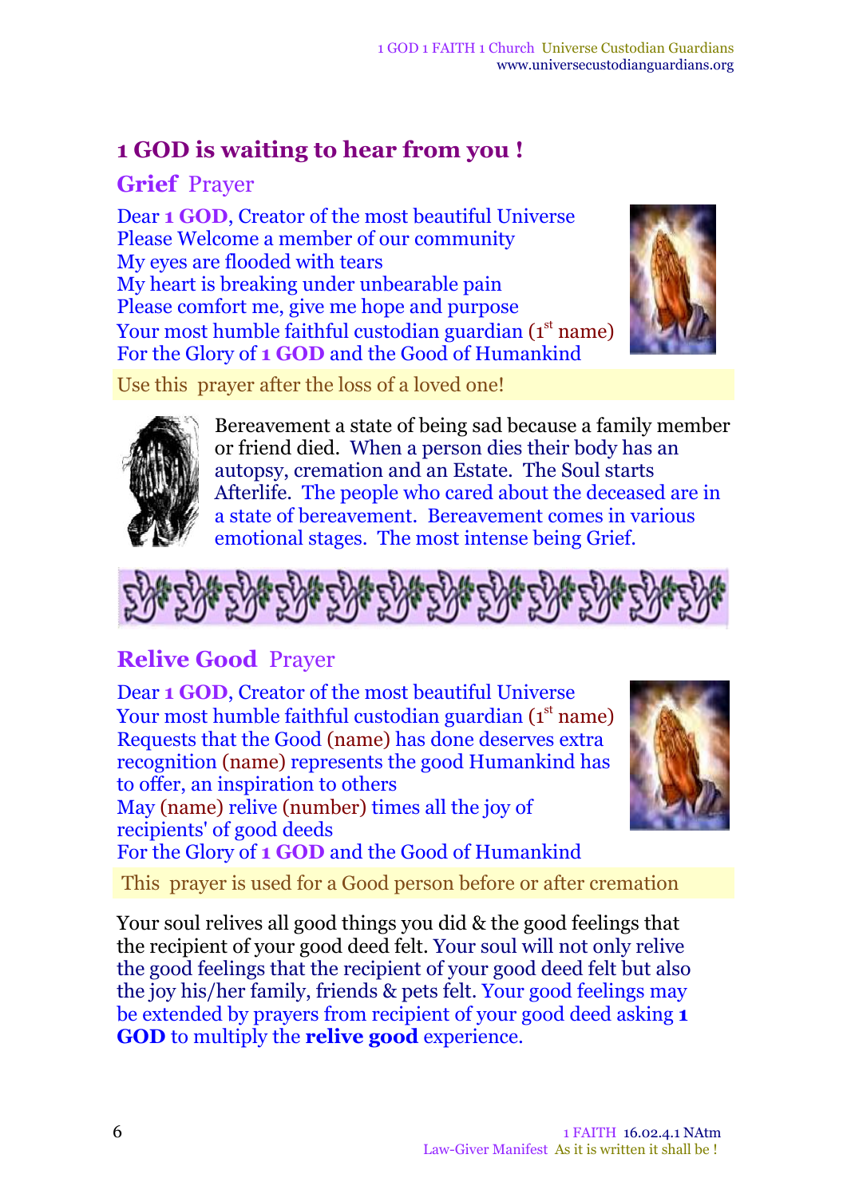# 1 GOD is waiting to hear from you !

## Grief Prayer

Dear **1 GOD**, Creator of the most beautiful Universe
Please Welcome a member of our community
My eyes are flooded with tears
My heart is breaking under unbearable pain
Please comfort me, give me hope and purpose
Your most humble faithful custodian guardian (1st name)
For the Glory of **1 GOD** and the Good of Humankind

Use this prayer after the loss of a loved one!

Bereavement a state of being sad because a family member or friend died. When a person dies their body has an autopsy, cremation and an Estate. The Soul starts Afterlife. The people who cared about the deceased are in a state of bereavement. Bereavement comes in various emotional stages. The most intense being Grief.

## Relive Good Prayer

Dear **1 GOD**, Creator of the most beautiful Universe
Your most humble faithful custodian guardian (1st name)
Requests that the Good (name) has done deserves extra recognition (name) represents the good Humankind has to offer, an inspiration to others
May (name) relive (number) times all the joy of recipients' of good deeds
For the Glory of **1 GOD** and the Good of Humankind

This prayer is used for a Good person before or after cremation

Your soul relives all good things you did & the good feelings that the recipient of your good deed felt. Your soul will not only relive the good feelings that the recipient of your good deed felt but also the joy his/her family, friends & pets felt. Your good feelings may be extended by prayers from recipient of your good deed asking **1 GOD** to multiply the **relive good** experience.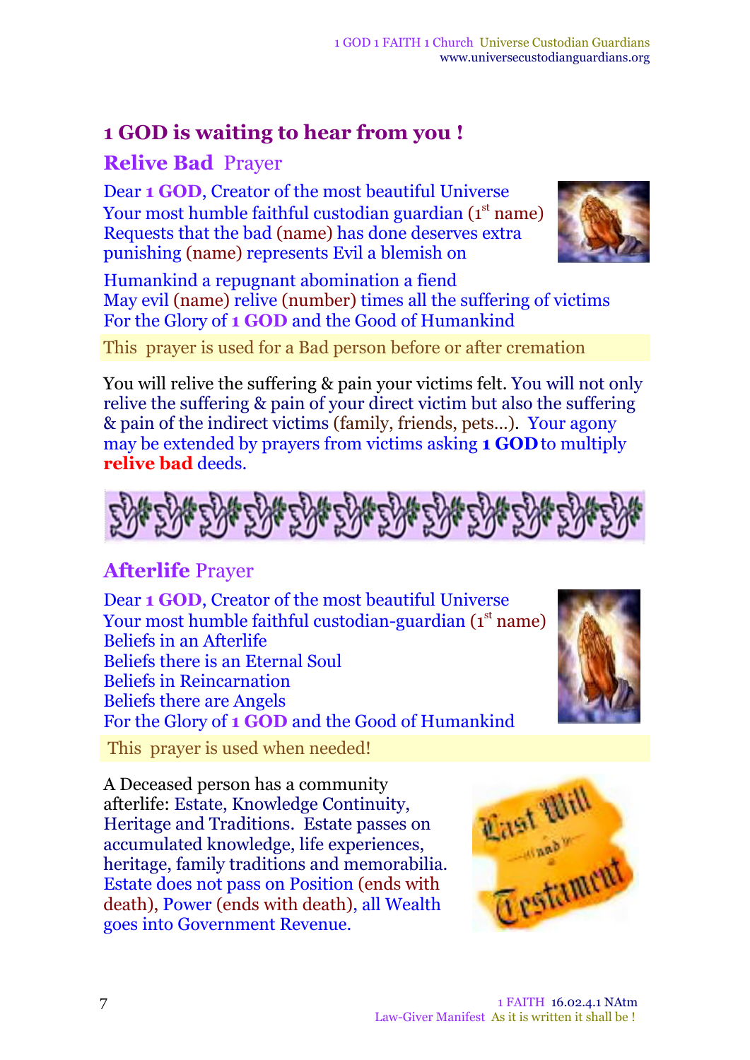# 1 GOD is waiting to hear from you !

## Relive Bad Prayer

Dear **1 GOD**, Creator of the most beautiful Universe
Your most humble faithful custodian guardian (1st name)
Requests that the bad (name) has done deserves extra punishing (name) represents Evil a blemish on Humankind a repugnant abomination a fiend
May evil (name) relive (number) times all the suffering of victims
For the Glory of **1 GOD** and the Good of Humankind

This prayer is used for a Bad person before or after cremation

You will relive the suffering & pain your victims felt. You will not only relive the suffering & pain of your direct victim but also the suffering & pain of the indirect victims (family, friends, pets...). Your agony may be extended by prayers from victims asking **1 GOD** to multiply **relive bad** deeds.

## Afterlife Prayer

Dear **1 GOD**, Creator of the most beautiful Universe
Your most humble faithful custodian-guardian (1st name)
Beliefs in an Afterlife
Beliefs there is an Eternal Soul
Beliefs in Reincarnation
Beliefs there are Angels
For the Glory of **1 GOD** and the Good of Humankind

This prayer is used when needed!

A Deceased person has a community afterlife: Estate, Knowledge Continuity, Heritage and Traditions. Estate passes on accumulated knowledge, life experiences, heritage, family traditions and memorabilia. Estate does not pass on Position (ends with death), Power (ends with death), all Wealth goes into Government Revenue.